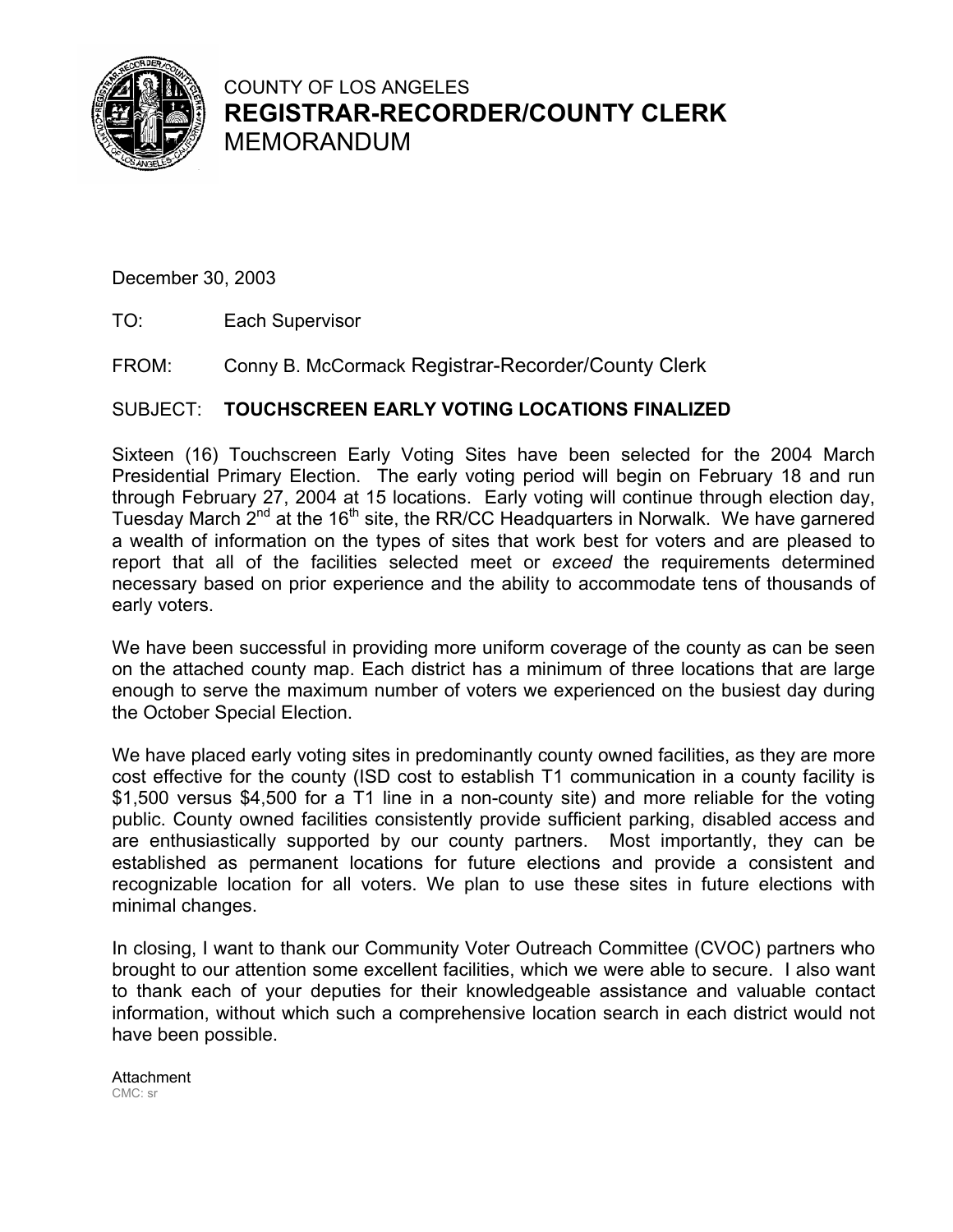COUNTY OF LOS ANGELES
**REGISTRAR-RECORDER/COUNTY CLERK**
MEMORANDUM

December 30, 2003

TO: Each Supervisor

FROM: Conny B. McCormack Registrar-Recorder/County Clerk

SUBJECT: **TOUCHSCREEN EARLY VOTING LOCATIONS FINALIZED**

Sixteen (16) Touchscreen Early Voting Sites have been selected for the 2004 March Presidential Primary Election. The early voting period will begin on February 18 and run through February 27, 2004 at 15 locations. Early voting will continue through election day, Tuesday March 2nd at the 16th site, the RR/CC Headquarters in Norwalk. We have garnered a wealth of information on the types of sites that work best for voters and are pleased to report that all of the facilities selected meet or *exceed* the requirements determined necessary based on prior experience and the ability to accommodate tens of thousands of early voters.

We have been successful in providing more uniform coverage of the county as can be seen on the attached county map. Each district has a minimum of three locations that are large enough to serve the maximum number of voters we experienced on the busiest day during the October Special Election.

We have placed early voting sites in predominantly county owned facilities, as they are more cost effective for the county (ISD cost to establish T1 communication in a county facility is $1,500 versus $4,500 for a T1 line in a non-county site) and more reliable for the voting public. County owned facilities consistently provide sufficient parking, disabled access and are enthusiastically supported by our county partners. Most importantly, they can be established as permanent locations for future elections and provide a consistent and recognizable location for all voters. We plan to use these sites in future elections with minimal changes.

In closing, I want to thank our Community Voter Outreach Committee (CVOC) partners who brought to our attention some excellent facilities, which we were able to secure. I also want to thank each of your deputies for their knowledgeable assistance and valuable contact information, without which such a comprehensive location search in each district would not have been possible.

Attachment
CMC: sr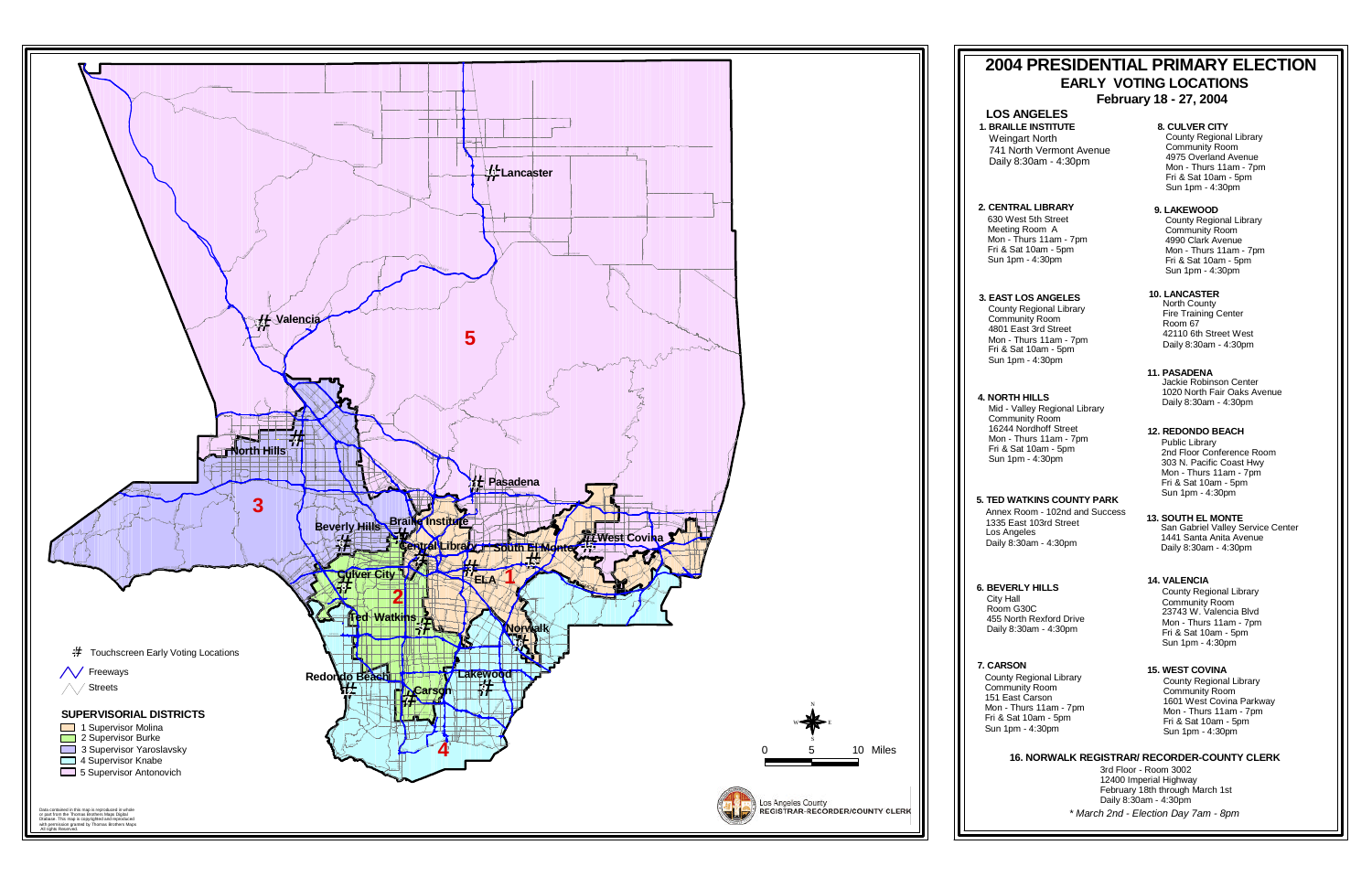# 2004 PRESIDENTIAL PRIMARY ELECTION

## EARLY VOTING LOCATIONS

**February 18 - 27, 2004**

### LOS ANGELES

**1. BRAILLE INSTITUTE**
Weingart North
741 North Vermont Avenue
Daily 8:30am - 4:30pm

**2. CENTRAL LIBRARY**
630 West 5th Street
Meeting Room A
Mon - Thurs 11am - 7pm
Fri & Sat 10am - 5pm
Sun 1pm - 4:30pm

**3. EAST LOS ANGELES**
County Regional Library
Community Room
4801 East 3rd Street
Mon - Thurs 11am - 7pm
Fri & Sat 10am - 5pm
Sun 1pm - 4:30pm

**4. NORTH HILLS**
Mid - Valley Regional Library
Community Room
16244 Nordhoff Street
Mon - Thurs 11am - 7pm
Fri & Sat 10am - 5pm
Sun 1pm - 4:30pm

**5. TED WATKINS COUNTY PARK**
Annex Room - 102nd and Success
1335 East 103rd Street
Los Angeles
Daily 8:30am - 4:30pm

**6. BEVERLY HILLS**
City Hall
Room G30C
455 North Rexford Drive
Daily 8:30am - 4:30pm

**7. CARSON**
County Regional Library
Community Room
151 East Carson
Mon - Thurs 11am - 7pm
Fri & Sat 10am - 5pm
Sun 1pm - 4:30pm

**8. CULVER CITY**
County Regional Library
Community Room
4975 Overland Avenue
Mon - Thurs 11am - 7pm
Fri & Sat 10am - 5pm
Sun 1pm - 4:30pm

**9. LAKEWOOD**
County Regional Library
Community Room
4990 Clark Avenue
Mon - Thurs 11am - 7pm
Fri & Sat 10am - 5pm
Sun 1pm - 4:30pm

**10. LANCASTER**
North County
Fire Training Center
Room 67
42110 6th Street West
Daily 8:30am - 4:30pm

**11. PASADENA**
Jackie Robinson Center
1020 North Fair Oaks Avenue
Daily 8:30am - 4:30pm

**12. REDONDO BEACH**
Public Library
2nd Floor Conference Room
303 N. Pacific Coast Hwy
Mon - Thurs 11am - 7pm
Fri & Sat 10am - 5pm
Sun 1pm - 4:30pm

**13. SOUTH EL MONTE**
San Gabriel Valley Service Center
1441 Santa Anita Avenue
Daily 8:30am - 4:30pm

**14. VALENCIA**
County Regional Library
Community Room
23743 W. Valencia Blvd
Mon - Thurs 11am - 7pm
Fri & Sat 10am - 5pm
Sun 1pm - 4:30pm

**15. WEST COVINA**
County Regional Library
Community Room
1601 West Covina Parkway
Mon - Thurs 11am - 7pm
Fri & Sat 10am - 5pm
Sun 1pm - 4:30pm

**16. NORWALK REGISTRAR/ RECORDER-COUNTY CLERK**
3rd Floor - Room 3002
12400 Imperial Highway
February 18th through March 1st
Daily 8:30am - 4:30pm

*\* March 2nd - Election Day 7am - 8pm*

Lancaster
Valencia
North Hills
Pasadena
Beverly Hills
Braille Institute
Central Library
South El Monte
West Covina
ELA
Culver City
Ted Watkins
Norwalk
Redondo Beach
Carson
Lakewood
1
2
3
4
5

Touchscreen Early Voting Locations
Freeways
Streets

**SUPERVISORIAL DISTRICTS**
1 Supervisor Molina
2 Supervisor Burke
3 Supervisor Yaroslavsky
4 Supervisor Knabe
5 Supervisor Antonovich

N
S
W
E
0 5 10 Miles

Los Angeles County
REGISTRAR-RECORDER/COUNTY CLERK

Data contained in this map is reproduced in whole or part from the Thomas Brothers Maps Digital Database. This map is copyrighted and reproduced with permission granted by Thomas Brothers Maps. All rights Reserved.